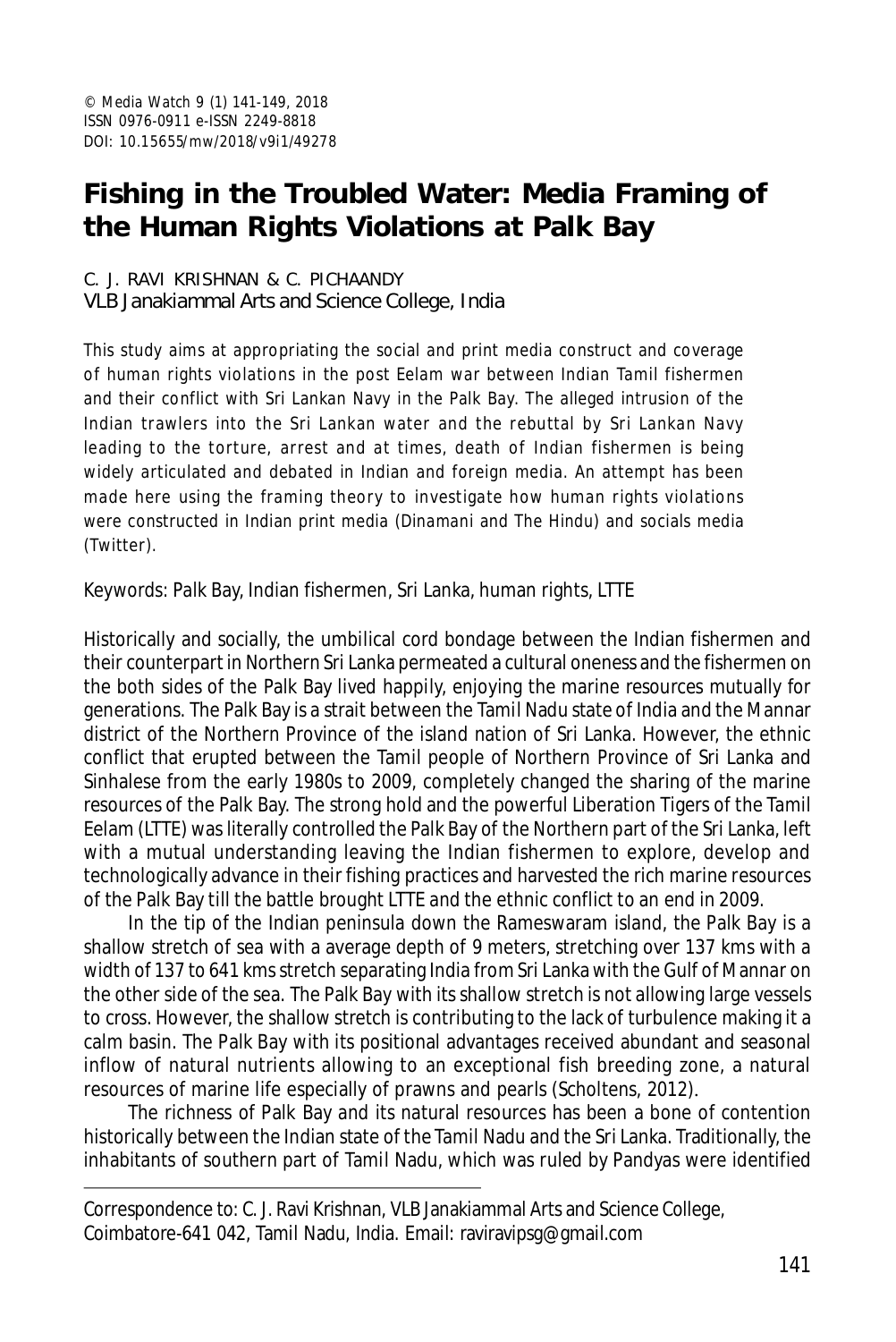© Media Watch 9 (1) 141-149, 2018
ISSN 0976-0911 e-ISSN 2249-8818
DOI: 10.15655/mw/2018/v9i1/49278

# Fishing in the Troubled Water: Media Framing of the Human Rights Violations at Palk Bay

C. J. RAVI KRISHNAN & C. PICHAANDY
VLB Janakiammal Arts and Science College, India

This study aims at appropriating the social and print media construct and coverage of human rights violations in the post Eelam war between Indian Tamil fishermen and their conflict with Sri Lankan Navy in the Palk Bay. The alleged intrusion of the Indian trawlers into the Sri Lankan water and the rebuttal by Sri Lankan Navy leading to the torture, arrest and at times, death of Indian fishermen is being widely articulated and debated in Indian and foreign media. An attempt has been made here using the framing theory to investigate how human rights violations were constructed in Indian print media (Dinamani and The Hindu) and socials media (Twitter).

Keywords: Palk Bay, Indian fishermen, Sri Lanka, human rights, LTTE

Historically and socially, the umbilical cord bondage between the Indian fishermen and their counterpart in Northern Sri Lanka permeated a cultural oneness and the fishermen on the both sides of the Palk Bay lived happily, enjoying the marine resources mutually for generations. The Palk Bay is a strait between the Tamil Nadu state of India and the Mannar district of the Northern Province of the island nation of Sri Lanka. However, the ethnic conflict that erupted between the Tamil people of Northern Province of Sri Lanka and Sinhalese from the early 1980s to 2009, completely changed the sharing of the marine resources of the Palk Bay. The strong hold and the powerful Liberation Tigers of the Tamil Eelam (LTTE) was literally controlled the Palk Bay of the Northern part of the Sri Lanka, left with a mutual understanding leaving the Indian fishermen to explore, develop and technologically advance in their fishing practices and harvested the rich marine resources of the Palk Bay till the battle brought LTTE and the ethnic conflict to an end in 2009.

In the tip of the Indian peninsula down the Rameswaram island, the Palk Bay is a shallow stretch of sea with a average depth of 9 meters, stretching over 137 kms with a width of 137 to 641 kms stretch separating India from Sri Lanka with the Gulf of Mannar on the other side of the sea. The Palk Bay with its shallow stretch is not allowing large vessels to cross. However, the shallow stretch is contributing to the lack of turbulence making it a calm basin. The Palk Bay with its positional advantages received abundant and seasonal inflow of natural nutrients allowing to an exceptional fish breeding zone, a natural resources of marine life especially of prawns and pearls (Scholtens, 2012).

The richness of Palk Bay and its natural resources has been a bone of contention historically between the Indian state of the Tamil Nadu and the Sri Lanka. Traditionally, the inhabitants of southern part of Tamil Nadu, which was ruled by Pandyas were identified

---

Correspondence to: C. J. Ravi Krishnan, VLB Janakiammal Arts and Science College, Coimbatore-641 042, Tamil Nadu, India. Email: raviravipsg@gmail.com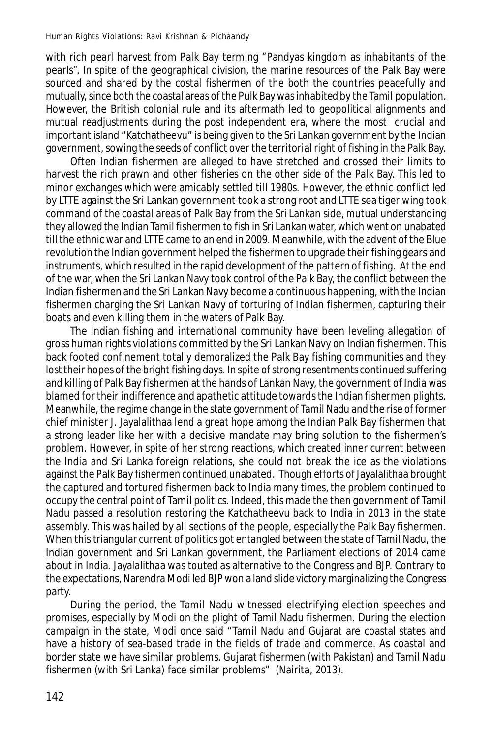with rich pearl harvest from Palk Bay terming "Pandyas kingdom as inhabitants of the pearls". In spite of the geographical division, the marine resources of the Palk Bay were sourced and shared by the costal fishermen of the both the countries peacefully and mutually, since both the coastal areas of the Pulk Bay was inhabited by the Tamil population. However, the British colonial rule and its aftermath led to geopolitical alignments and mutual readjustments during the post independent era, where the most crucial and important island "Katchatheevu" is being given to the Sri Lankan government by the Indian government, sowing the seeds of conflict over the territorial right of fishing in the Palk Bay.

Often Indian fishermen are alleged to have stretched and crossed their limits to harvest the rich prawn and other fisheries on the other side of the Palk Bay. This led to minor exchanges which were amicably settled till 1980s. However, the ethnic conflict led by LTTE against the Sri Lankan government took a strong root and LTTE sea tiger wing took command of the coastal areas of Palk Bay from the Sri Lankan side, mutual understanding they allowed the Indian Tamil fishermen to fish in Sri Lankan water, which went on unabated till the ethnic war and LTTE came to an end in 2009. Meanwhile, with the advent of the Blue revolution the Indian government helped the fishermen to upgrade their fishing gears and instruments, which resulted in the rapid development of the pattern of fishing. At the end of the war, when the Sri Lankan Navy took control of the Palk Bay, the conflict between the Indian fishermen and the Sri Lankan Navy become a continuous happening, with the Indian fishermen charging the Sri Lankan Navy of torturing of Indian fishermen, capturing their boats and even killing them in the waters of Palk Bay.

The Indian fishing and international community have been leveling allegation of gross human rights violations committed by the Sri Lankan Navy on Indian fishermen. This back footed confinement totally demoralized the Palk Bay fishing communities and they lost their hopes of the bright fishing days. In spite of strong resentments continued suffering and killing of Palk Bay fishermen at the hands of Lankan Navy, the government of India was blamed for their indifference and apathetic attitude towards the Indian fishermen plights. Meanwhile, the regime change in the state government of Tamil Nadu and the rise of former chief minister J. Jayalalithaa lend a great hope among the Indian Palk Bay fishermen that a strong leader like her with a decisive mandate may bring solution to the fishermen's problem. However, in spite of her strong reactions, which created inner current between the India and Sri Lanka foreign relations, she could not break the ice as the violations against the Palk Bay fishermen continued unabated. Though efforts of Jayalalithaa brought the captured and tortured fishermen back to India many times, the problem continued to occupy the central point of Tamil politics. Indeed, this made the then government of Tamil Nadu passed a resolution restoring the Katchatheevu back to India in 2013 in the state assembly. This was hailed by all sections of the people, especially the Palk Bay fishermen. When this triangular current of politics got entangled between the state of Tamil Nadu, the Indian government and Sri Lankan government, the Parliament elections of 2014 came about in India. Jayalalithaa was touted as alternative to the Congress and BJP. Contrary to the expectations, Narendra Modi led BJP won a land slide victory marginalizing the Congress party.

During the period, the Tamil Nadu witnessed electrifying election speeches and promises, especially by Modi on the plight of Tamil Nadu fishermen. During the election campaign in the state, Modi once said "Tamil Nadu and Gujarat are coastal states and have a history of sea-based trade in the fields of trade and commerce. As coastal and border state we have similar problems. Gujarat fishermen (with Pakistan) and Tamil Nadu fishermen (with Sri Lanka) face similar problems" (Nairita, 2013).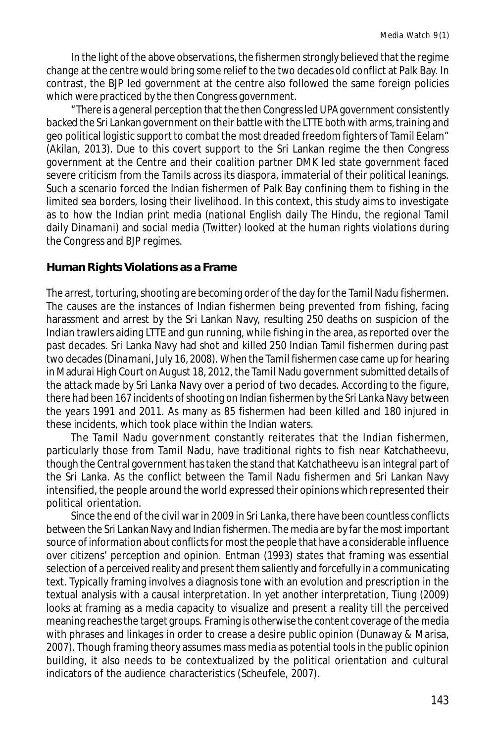In the light of the above observations, the fishermen strongly believed that the regime change at the centre would bring some relief to the two decades old conflict at Palk Bay. In contrast, the BJP led government at the centre also followed the same foreign policies which were practiced by the then Congress government.

"There is a general perception that the then Congress led UPA government consistently backed the Sri Lankan government on their battle with the LTTE both with arms, training and geo political logistic support to combat the most dreaded freedom fighters of Tamil Eelam" (Akilan, 2013). Due to this covert support to the Sri Lankan regime the then Congress government at the Centre and their coalition partner DMK led state government faced severe criticism from the Tamils across its diaspora, immaterial of their political leanings. Such a scenario forced the Indian fishermen of Palk Bay confining them to fishing in the limited sea borders, losing their livelihood. In this context, this study aims to investigate as to how the Indian print media (national English daily The Hindu, the regional Tamil daily *Dinamani*) and social media (Twitter) looked at the human rights violations during the Congress and BJP regimes.

## Human Rights Violations as a Frame

The arrest, torturing, shooting are becoming order of the day for the Tamil Nadu fishermen. The causes are the instances of Indian fishermen being prevented from fishing, facing harassment and arrest by the Sri Lankan Navy, resulting 250 deaths on suspicion of the Indian trawlers aiding LTTE and gun running, while fishing in the area, as reported over the past decades. Sri Lanka Navy had shot and killed 250 Indian Tamil fishermen during past two decades (*Dinamani*, July 16, 2008). When the Tamil fishermen case came up for hearing in Madurai High Court on August 18, 2012, the Tamil Nadu government submitted details of the attack made by Sri Lanka Navy over a period of two decades. According to the figure, there had been 167 incidents of shooting on Indian fishermen by the Sri Lanka Navy between the years 1991 and 2011. As many as 85 fishermen had been killed and 180 injured in these incidents, which took place within the Indian waters.

The Tamil Nadu government constantly reiterates that the Indian fishermen, particularly those from Tamil Nadu, have traditional rights to fish near Katchatheevu, though the Central government has taken the stand that Katchatheevu is an integral part of the Sri Lanka. As the conflict between the Tamil Nadu fishermen and Sri Lankan Navy intensified, the people around the world expressed their opinions which represented their political orientation.

Since the end of the civil war in 2009 in Sri Lanka, there have been countless conflicts between the Sri Lankan Navy and Indian fishermen. The media are by far the most important source of information about conflicts for most the people that have a considerable influence over citizens' perception and opinion. Entman (1993) states that framing was essential selection of a perceived reality and present them saliently and forcefully in a communicating text. Typically framing involves a diagnosis tone with an evolution and prescription in the textual analysis with a causal interpretation. In yet another interpretation, Tiung (2009) looks at framing as a media capacity to visualize and present a reality till the perceived meaning reaches the target groups. Framing is otherwise the content coverage of the media with phrases and linkages in order to crease a desire public opinion (Dunaway & Marisa, 2007). Though framing theory assumes mass media as potential tools in the public opinion building, it also needs to be contextualized by the political orientation and cultural indicators of the audience characteristics (Scheufele, 2007).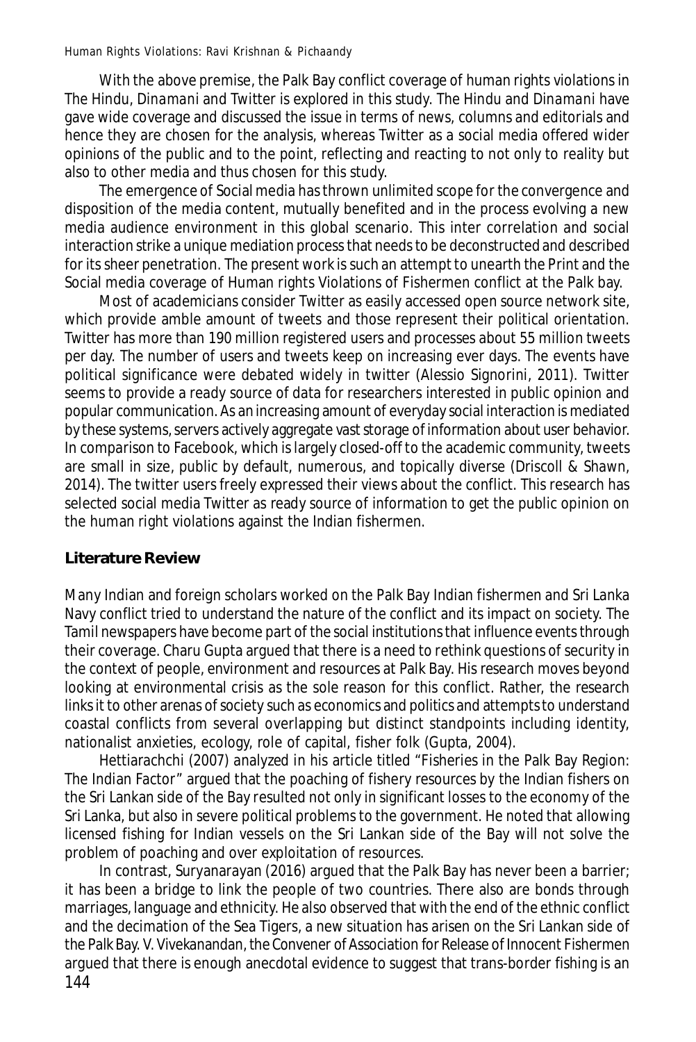With the above premise, the Palk Bay conflict coverage of human rights violations in *The Hindu*, *Dinamani* and Twitter is explored in this study. *The Hindu* and *Dinamani* have gave wide coverage and discussed the issue in terms of news, columns and editorials and hence they are chosen for the analysis, whereas Twitter as a social media offered wider opinions of the public and to the point, reflecting and reacting to not only to reality but also to other media and thus chosen for this study.

The emergence of Social media has thrown unlimited scope for the convergence and disposition of the media content, mutually benefited and in the process evolving a new media audience environment in this global scenario. This inter correlation and social interaction strike a unique mediation process that needs to be deconstructed and described for its sheer penetration. The present work is such an attempt to unearth the Print and the Social media coverage of Human rights Violations of Fishermen conflict at the Palk bay.

Most of academicians consider Twitter as easily accessed open source network site, which provide amble amount of tweets and those represent their political orientation. Twitter has more than 190 million registered users and processes about 55 million tweets per day. The number of users and tweets keep on increasing ever days. The events have political significance were debated widely in twitter (Alessio Signorini, 2011). Twitter seems to provide a ready source of data for researchers interested in public opinion and popular communication. As an increasing amount of everyday social interaction is mediated by these systems, servers actively aggregate vast storage of information about user behavior. In comparison to Facebook, which is largely closed-off to the academic community, tweets are small in size, public by default, numerous, and topically diverse (Driscoll & Shawn, 2014). The twitter users freely expressed their views about the conflict. This research has selected social media Twitter as ready source of information to get the public opinion on the human right violations against the Indian fishermen.

## Literature Review

Many Indian and foreign scholars worked on the Palk Bay Indian fishermen and Sri Lanka Navy conflict tried to understand the nature of the conflict and its impact on society. The Tamil newspapers have become part of the social institutions that influence events through their coverage. Charu Gupta argued that there is a need to rethink questions of security in the context of people, environment and resources at Palk Bay. His research moves beyond looking at environmental crisis as the sole reason for this conflict. Rather, the research links it to other arenas of society such as economics and politics and attempts to understand coastal conflicts from several overlapping but distinct standpoints including identity, nationalist anxieties, ecology, role of capital, fisher folk (Gupta, 2004).

Hettiarachchi (2007) analyzed in his article titled "Fisheries in the Palk Bay Region: The Indian Factor" argued that the poaching of fishery resources by the Indian fishers on the Sri Lankan side of the Bay resulted not only in significant losses to the economy of the Sri Lanka, but also in severe political problems to the government. He noted that allowing licensed fishing for Indian vessels on the Sri Lankan side of the Bay will not solve the problem of poaching and over exploitation of resources.

In contrast, Suryanarayan (2016) argued that the Palk Bay has never been a barrier; it has been a bridge to link the people of two countries. There also are bonds through marriages, language and ethnicity. He also observed that with the end of the ethnic conflict and the decimation of the Sea Tigers, a new situation has arisen on the Sri Lankan side of the Palk Bay. V. Vivekanandan, the Convener of Association for Release of Innocent Fishermen argued that there is enough anecdotal evidence to suggest that trans-border fishing is an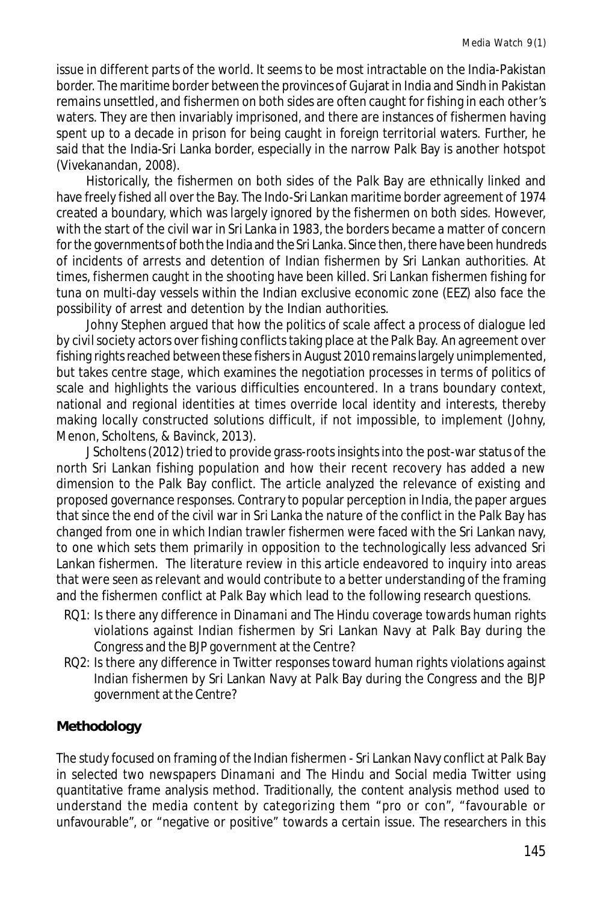issue in different parts of the world. It seems to be most intractable on the India-Pakistan border. The maritime border between the provinces of Gujarat in India and Sindh in Pakistan remains unsettled, and fishermen on both sides are often caught for fishing in each other's waters. They are then invariably imprisoned, and there are instances of fishermen having spent up to a decade in prison for being caught in foreign territorial waters. Further, he said that the India-Sri Lanka border, especially in the narrow Palk Bay is another hotspot (Vivekanandan, 2008).

Historically, the fishermen on both sides of the Palk Bay are ethnically linked and have freely fished all over the Bay. The Indo-Sri Lankan maritime border agreement of 1974 created a boundary, which was largely ignored by the fishermen on both sides. However, with the start of the civil war in Sri Lanka in 1983, the borders became a matter of concern for the governments of both the India and the Sri Lanka. Since then, there have been hundreds of incidents of arrests and detention of Indian fishermen by Sri Lankan authorities. At times, fishermen caught in the shooting have been killed. Sri Lankan fishermen fishing for tuna on multi-day vessels within the Indian exclusive economic zone (EEZ) also face the possibility of arrest and detention by the Indian authorities.

Johny Stephen argued that how the politics of scale affect a process of dialogue led by civil society actors over fishing conflicts taking place at the Palk Bay. An agreement over fishing rights reached between these fishers in August 2010 remains largely unimplemented, but takes centre stage, which examines the negotiation processes in terms of politics of scale and highlights the various difficulties encountered. In a trans boundary context, national and regional identities at times override local identity and interests, thereby making locally constructed solutions difficult, if not impossible, to implement (Johny, Menon, Scholtens, & Bavinck, 2013).

J Scholtens (2012) tried to provide grass-roots insights into the post-war status of the north Sri Lankan fishing population and how their recent recovery has added a new dimension to the Palk Bay conflict. The article analyzed the relevance of existing and proposed governance responses. Contrary to popular perception in India, the paper argues that since the end of the civil war in Sri Lanka the nature of the conflict in the Palk Bay has changed from one in which Indian trawler fishermen were faced with the Sri Lankan navy, to one which sets them primarily in opposition to the technologically less advanced Sri Lankan fishermen. The literature review in this article endeavored to inquiry into areas that were seen as relevant and would contribute to a better understanding of the framing and the fishermen conflict at Palk Bay which lead to the following research questions.

RQ1: Is there any difference in *Dinamani* and *The Hindu* coverage towards human rights violations against Indian fishermen by Sri Lankan Navy at Palk Bay during the Congress and the BJP government at the Centre?

RQ2: Is there any difference in Twitter responses toward human rights violations against Indian fishermen by Sri Lankan Navy at Palk Bay during the Congress and the BJP government at the Centre?

## Methodology

The study focused on framing of the Indian fishermen - Sri Lankan Navy conflict at Palk Bay in selected two newspapers *Dinamani* and *The Hindu* and Social media Twitter using quantitative frame analysis method. Traditionally, the content analysis method used to understand the media content by categorizing them "pro or con", "favourable or unfavourable", or "negative or positive" towards a certain issue. The researchers in this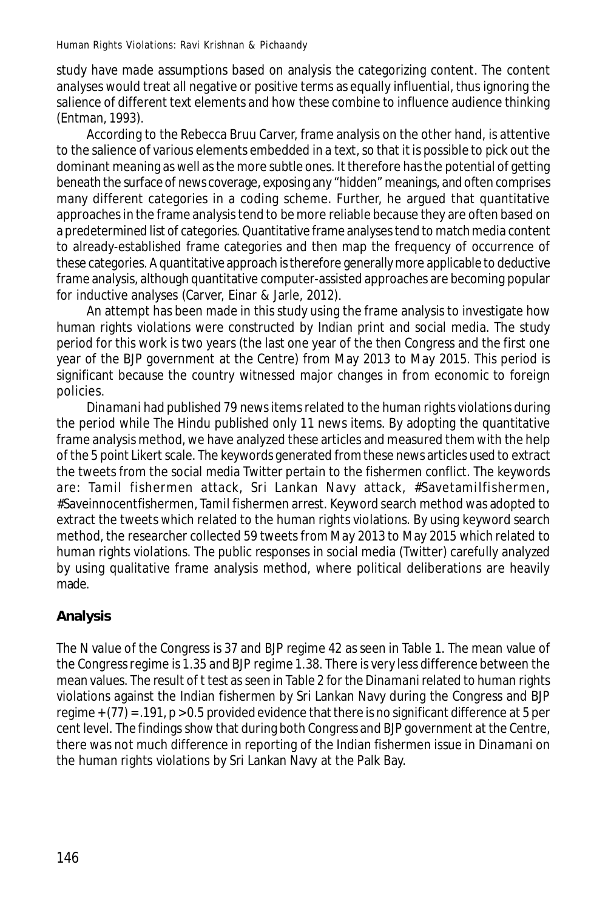study have made assumptions based on analysis the categorizing content. The content analyses would treat all negative or positive terms as equally influential, thus ignoring the salience of different text elements and how these combine to influence audience thinking (Entman, 1993).

According to the Rebecca Bruu Carver, frame analysis on the other hand, is attentive to the salience of various elements embedded in a text, so that it is possible to pick out the dominant meaning as well as the more subtle ones. It therefore has the potential of getting beneath the surface of news coverage, exposing any "hidden" meanings, and often comprises many different categories in a coding scheme. Further, he argued that quantitative approaches in the frame analysis tend to be more reliable because they are often based on a predetermined list of categories. Quantitative frame analyses tend to match media content to already-established frame categories and then map the frequency of occurrence of these categories. A quantitative approach is therefore generally more applicable to deductive frame analysis, although quantitative computer-assisted approaches are becoming popular for inductive analyses (Carver, Einar & Jarle, 2012).

An attempt has been made in this study using the frame analysis to investigate how human rights violations were constructed by Indian print and social media. The study period for this work is two years (the last one year of the then Congress and the first one year of the BJP government at the Centre) from May 2013 to May 2015. This period is significant because the country witnessed major changes in from economic to foreign policies.

*Dinamani* had published 79 news items related to the human rights violations during the period while The Hindu published only 11 news items. By adopting the quantitative frame analysis method, we have analyzed these articles and measured them with the help of the 5 point Likert scale. The keywords generated from these news articles used to extract the tweets from the social media Twitter pertain to the fishermen conflict. The keywords are: Tamil fishermen attack, Sri Lankan Navy attack, #Savetamilfishermen, #Saveinnocentfishermen, Tamil fishermen arrest. Keyword search method was adopted to extract the tweets which related to the human rights violations. By using keyword search method, the researcher collected 59 tweets from May 2013 to May 2015 which related to human rights violations. The public responses in social media (Twitter) carefully analyzed by using qualitative frame analysis method, where political deliberations are heavily made.

## Analysis

The N value of the Congress is 37 and BJP regime 42 as seen in Table 1. The mean value of the Congress regime is 1.35 and BJP regime 1.38. There is very less difference between the mean values. The result of t test as seen in Table 2 for the *Dinamani* related to human rights violations against the Indian fishermen by Sri Lankan Navy during the Congress and BJP regime $+ (77) = .191$, $p > 0.5$ provided evidence that there is no significant difference at 5 per cent level. The findings show that during both Congress and BJP government at the Centre, there was not much difference in reporting of the Indian fishermen issue in *Dinamani* on the human rights violations by Sri Lankan Navy at the Palk Bay.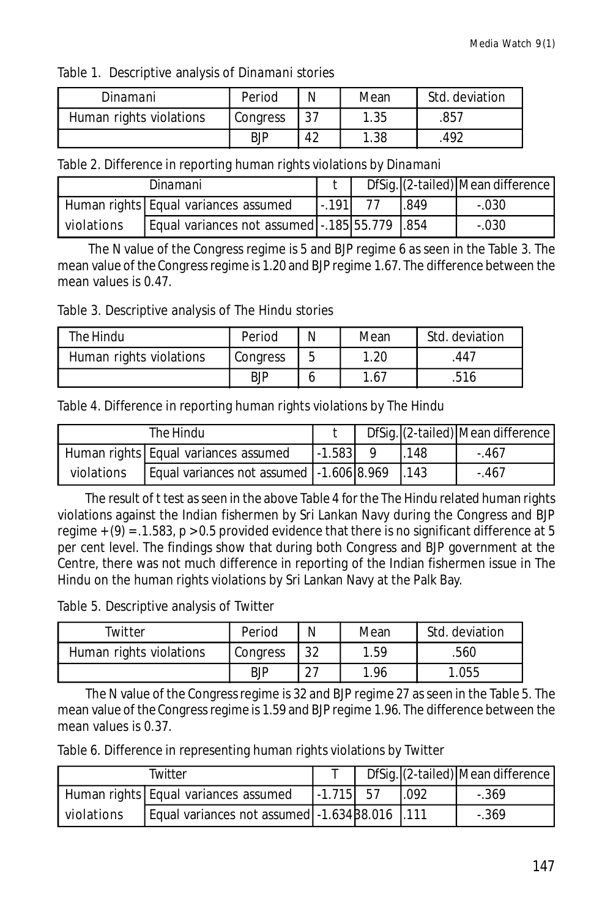Table 1. Descriptive analysis of *Dinamani* stories

| Dinamani | Period | N | Mean | Std. deviation |
|---|---|---|---|---|
| Human rights violations | Congress | 37 | 1.35 | .857 |
| | BJP | 42 | 1.38 | .492 |

Table 2. Difference in reporting human rights violations by *Dinamani*

| Dinamani | | t | Df | Sig. (2-tailed) | Mean difference |
|---|---|---|---|---|---|
| Human rights violations | Equal variances assumed | -.191 | 77 | .849 | -.030 |
| | Equal variances not assumed | -.185 | 55.779 | .854 | -.030 |

The N value of the Congress regime is 5 and BJP regime 6 as seen in the Table 3. The mean value of the Congress regime is 1.20 and BJP regime 1.67. The difference between the mean values is 0.47.

Table 3. Descriptive analysis of The Hindu stories

| The Hindu | Period | N | Mean | Std. deviation |
|---|---|---|---|---|
| Human rights violations | Congress | 5 | 1.20 | .447 |
| | BJP | 6 | 1.67 | .516 |

Table 4. Difference in reporting human rights violations by The Hindu

| The Hindu | | t | Df | Sig. (2-tailed) | Mean difference |
|---|---|---|---|---|---|
| Human rights violations | Equal variances assumed | -1.583 | 9 | .148 | -.467 |
| | Equal variances not assumed | -1.606 | 8.969 | .143 | -.467 |

The result of t test as seen in the above Table 4 for the The Hindu related human rights violations against the Indian fishermen by Sri Lankan Navy during the Congress and BJP regime + (9) = .1.583, p > 0.5 provided evidence that there is no significant difference at 5 per cent level. The findings show that during both Congress and BJP government at the Centre, there was not much difference in reporting of the Indian fishermen issue in The Hindu on the human rights violations by Sri Lankan Navy at the Palk Bay.

Table 5. Descriptive analysis of Twitter

| Twitter | Period | N | Mean | Std. deviation |
|---|---|---|---|---|
| Human rights violations | Congress | 32 | 1.59 | .560 |
| | BJP | 27 | 1.96 | 1.055 |

The N value of the Congress regime is 32 and BJP regime 27 as seen in the Table 5. The mean value of the Congress regime is 1.59 and BJP regime 1.96. The difference between the mean values is 0.37.

Table 6. Difference in representing human rights violations by Twitter

| Twitter | | T | Df | Sig. (2-tailed) | Mean difference |
|---|---|---|---|---|---|
| Human rights violations | Equal variances assumed | -1.715 | 57 | .092 | -.369 |
| | Equal variances not assumed | -1.634 | 38.016 | .111 | -.369 |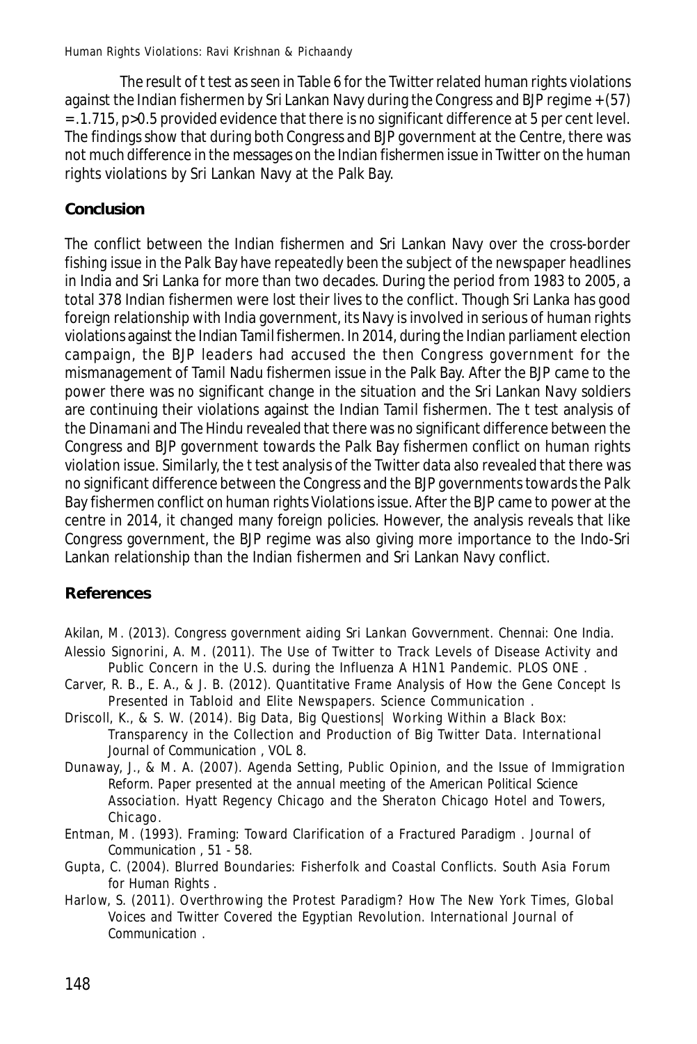The result of t test as seen in Table 6 for the Twitter related human rights violations against the Indian fishermen by Sri Lankan Navy during the Congress and BJP regime $+(57) = .1.715$, $p>0.5$ provided evidence that there is no significant difference at 5 per cent level. The findings show that during both Congress and BJP government at the Centre, there was not much difference in the messages on the Indian fishermen issue in Twitter on the human rights violations by Sri Lankan Navy at the Palk Bay.

## Conclusion

The conflict between the Indian fishermen and Sri Lankan Navy over the cross-border fishing issue in the Palk Bay have repeatedly been the subject of the newspaper headlines in India and Sri Lanka for more than two decades. During the period from 1983 to 2005, a total 378 Indian fishermen were lost their lives to the conflict. Though Sri Lanka has good foreign relationship with India government, its Navy is involved in serious of human rights violations against the Indian Tamil fishermen. In 2014, during the Indian parliament election campaign, the BJP leaders had accused the then Congress government for the mismanagement of Tamil Nadu fishermen issue in the Palk Bay. After the BJP came to the power there was no significant change in the situation and the Sri Lankan Navy soldiers are continuing their violations against the Indian Tamil fishermen. The t test analysis of the *Dinamani* and The Hindu revealed that there was no significant difference between the Congress and BJP government towards the Palk Bay fishermen conflict on human rights violation issue. Similarly, the t test analysis of the Twitter data also revealed that there was no significant difference between the Congress and the BJP governments towards the Palk Bay fishermen conflict on human rights Violations issue. After the BJP came to power at the centre in 2014, it changed many foreign policies. However, the analysis reveals that like Congress government, the BJP regime was also giving more importance to the Indo-Sri Lankan relationship than the Indian fishermen and Sri Lankan Navy conflict.

## References

Akilan, M. (2013). Congress government aiding Sri Lankan Govvernment. Chennai: One India.

Alessio Signorini, A. M. (2011). The Use of Twitter to Track Levels of Disease Activity and Public Concern in the U.S. during the Influenza A H1N1 Pandemic. *PLOS ONE* .

Carver, R. B., E. A., & J. B. (2012). Quantitative Frame Analysis of How the Gene Concept Is Presented in Tabloid and Elite Newspapers. *Science Communication* .

Driscoll, K., & S. W. (2014). Big Data, Big Questions| Working Within a Black Box: Transparency in the Collection and Production of Big Twitter Data. *International Journal of Communication* , VOL 8.

Dunaway, J., & M. A. (2007). Agenda Setting, Public Opinion, and the Issue of Immigration Reform. Paper presented at the annual meeting of the American Political Science Association. Hyatt Regency Chicago and the Sheraton Chicago Hotel and Towers, Chicago.

Entman, M. (1993). Framing: Toward Clarification of a Fractured Paradigm . *Journal of Communication* , 51 - 58.

Gupta, C. (2004). Blurred Boundaries: Fisherfolk and Coastal Conflicts. *South Asia Forum for Human Rights* .

Harlow, S. (2011). Overthrowing the Protest Paradigm? How The New York Times, Global Voices and Twitter Covered the Egyptian Revolution. *International Journal of Communication* .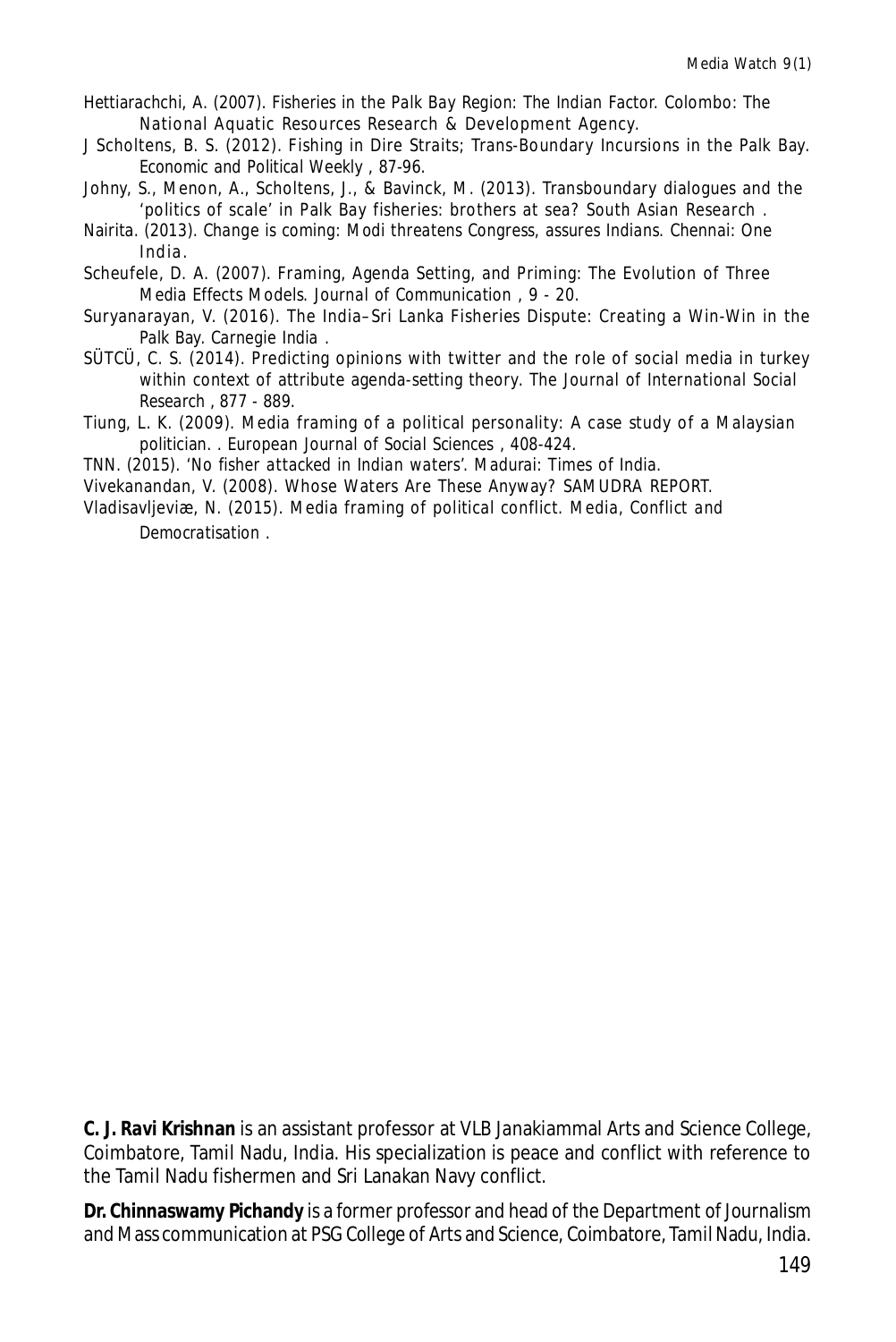Hettiarachchi, A. (2007). Fisheries in the Palk Bay Region: The Indian Factor. Colombo: The National Aquatic Resources Research & Development Agency.

J Scholtens, B. S. (2012). Fishing in Dire Straits; Trans-Boundary Incursions in the Palk Bay. Economic and Political Weekly , 87-96.

Johny, S., Menon, A., Scholtens, J., & Bavinck, M. (2013). Transboundary dialogues and the 'politics of scale' in Palk Bay fisheries: brothers at sea? South Asian Research .

Nairita. (2013). Change is coming: Modi threatens Congress, assures Indians. Chennai: One India.

Scheufele, D. A. (2007). Framing, Agenda Setting, and Priming: The Evolution of Three Media Effects Models. Journal of Communication , 9 - 20.

Suryanarayan, V. (2016). The India–Sri Lanka Fisheries Dispute: Creating a Win-Win in the Palk Bay. Carnegie India .

SÜTCÜ, C. S. (2014). Predicting opinions with twitter and the role of social media in turkey within context of attribute agenda-setting theory. The Journal of International Social Research , 877 - 889.

Tiung, L. K. (2009). Media framing of a political personality: A case study of a Malaysian politician. . European Journal of Social Sciences , 408-424.

TNN. (2015). 'No fisher attacked in Indian waters'. Madurai: Times of India.

Vivekanandan, V. (2008). Whose Waters Are These Anyway? SAMUDRA REPORT.

Vladisavljeviæ, N. (2015). Media framing of political conflict. Media, Conflict and Democratisation .

**C. J. Ravi Krishnan** is an assistant professor at VLB Janakiammal Arts and Science College, Coimbatore, Tamil Nadu, India. His specialization is peace and conflict with reference to the Tamil Nadu fishermen and Sri Lanakan Navy conflict.

**Dr. Chinnaswamy Pichandy** is a former professor and head of the Department of Journalism and Mass communication at PSG College of Arts and Science, Coimbatore, Tamil Nadu, India.